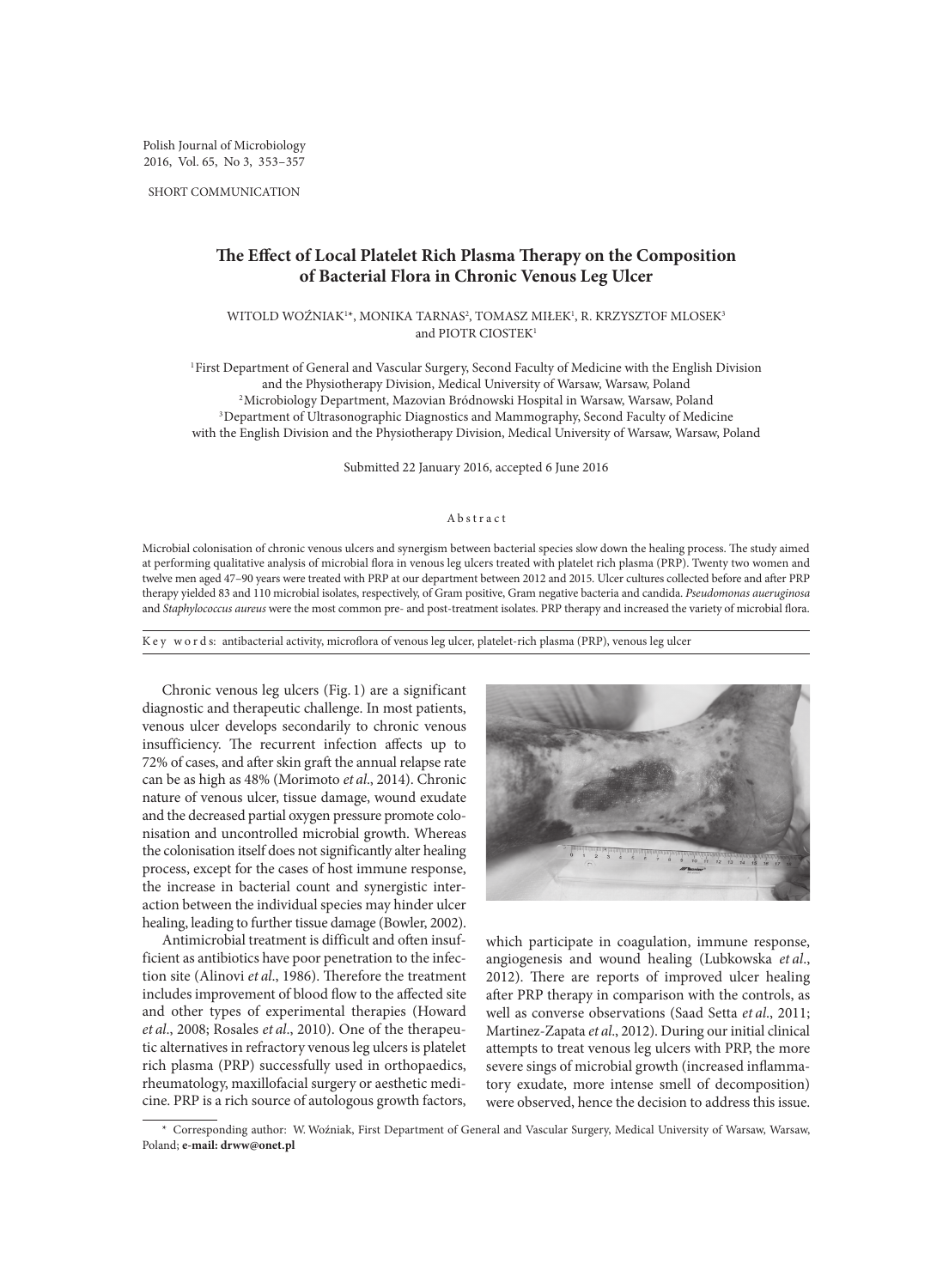SHORT COMMUNICATION

# The Effect of Local Platelet Rich Plasma Therapy on the Composition of Bacterial Flora in Chronic Venous Leg Ulcer

WITOLD WOŹNIAK[1]*, MONIKA TARNAS[2], TOMASZ MIŁEK[1], R. KRZYSZTOF MLOSEK[3] and PIOTR CIOSTEK[1]

[1] First Department of General and Vascular Surgery, Second Faculty of Medicine with the English Division and the Physiotherapy Division, Medical University of Warsaw, Warsaw, Poland
[2] Microbiology Department, Mazovian Bródnowski Hospital in Warsaw, Warsaw, Poland
[3] Department of Ultrasonographic Diagnostics and Mammography, Second Faculty of Medicine with the English Division and the Physiotherapy Division, Medical University of Warsaw, Warsaw, Poland

Submitted 22 January 2016, accepted 6 June 2016

## Abstract

Microbial colonisation of chronic venous ulcers and synergism between bacterial species slow down the healing process. The study aimed at performing qualitative analysis of microbial flora in venous leg ulcers treated with platelet rich plasma (PRP). Twenty two women and twelve men aged 47–90 years were treated with PRP at our department between 2012 and 2015. Ulcer cultures collected before and after PRP therapy yielded 83 and 110 microbial isolates, respectively, of Gram positive, Gram negative bacteria and candida. *Pseudomonas aueruginosa* and *Staphylococcus aureus* were the most common pre- and post-treatment isolates. PRP therapy and increased the variety of microbial flora.

**Key words:** antibacterial activity, microflora of venous leg ulcer, platelet-rich plasma (PRP), venous leg ulcer

Chronic venous leg ulcers (Fig. 1) are a significant diagnostic and therapeutic challenge. In most patients, venous ulcer develops secondarily to chronic venous insufficiency. The recurrent infection affects up to 72% of cases, and after skin graft the annual relapse rate can be as high as 48% (Morimoto *et al*., 2014). Chronic nature of venous ulcer, tissue damage, wound exudate and the decreased partial oxygen pressure promote colonisation and uncontrolled microbial growth. Whereas the colonisation itself does not significantly alter healing process, except for the cases of host immune response, the increase in bacterial count and synergistic interaction between the individual species may hinder ulcer healing, leading to further tissue damage (Bowler, 2002).

Antimicrobial treatment is difficult and often insufficient as antibiotics have poor penetration to the infection site (Alinovi *et al*., 1986). Therefore the treatment includes improvement of blood flow to the affected site and other types of experimental therapies (Howard *et al*., 2008; Rosales *et al*., 2010). One of the therapeutic alternatives in refractory venous leg ulcers is platelet rich plasma (PRP) successfully used in orthopaedics, rheumatology, maxillofacial surgery or aesthetic medicine. PRP is a rich source of autologous growth factors, which participate in coagulation, immune response, angiogenesis and wound healing (Lubkowska *et al*., 2012). There are reports of improved ulcer healing after PRP therapy in comparison with the controls, as well as converse observations (Saad Setta *et al*., 2011; Martinez-Zapata *et al*., 2012). During our initial clinical attempts to treat venous leg ulcers with PRP, the more severe sings of microbial growth (increased inflammatory exudate, more intense smell of decomposition) were observed, hence the decision to address this issue.

\* Corresponding author: W. Woźniak, First Department of General and Vascular Surgery, Medical University of Warsaw, Warsaw, Poland; **e-mail: drww@onet.pl**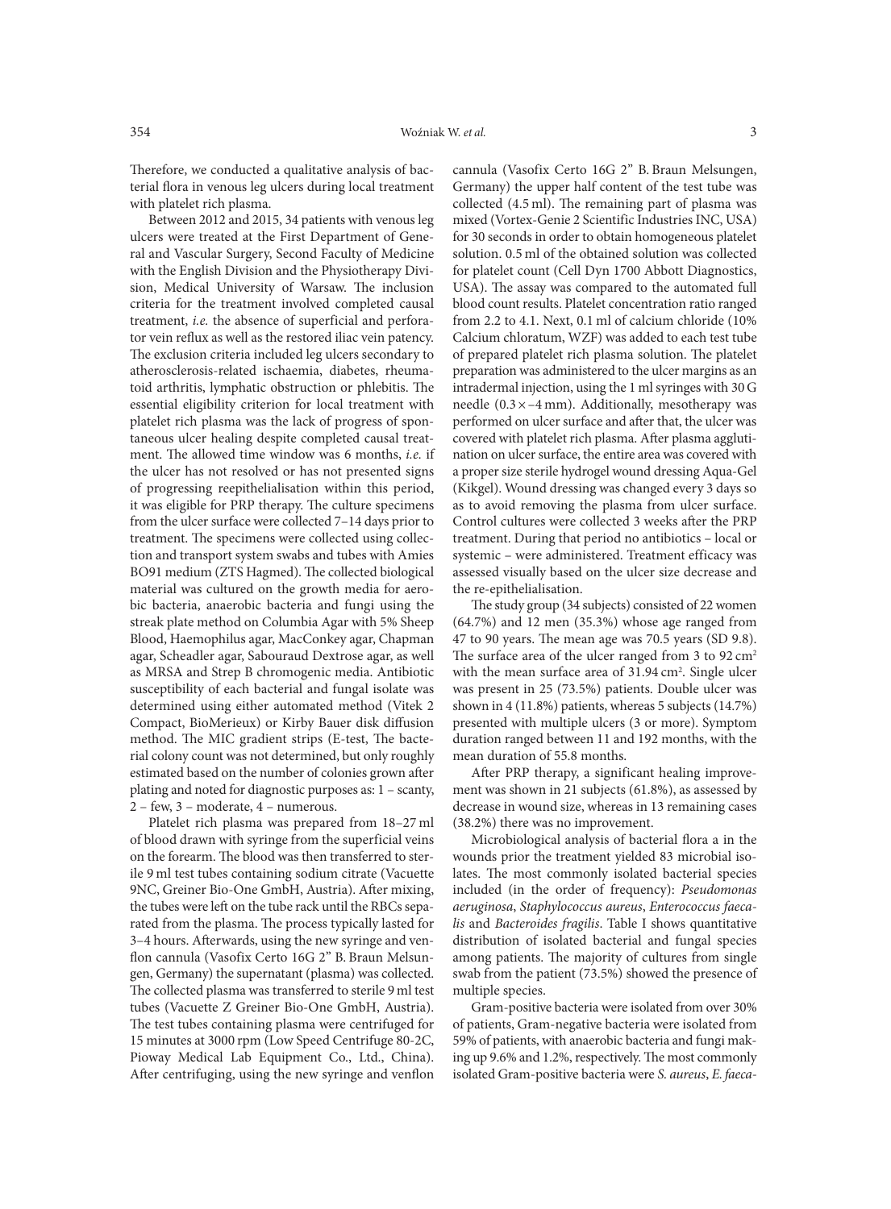Therefore, we conducted a qualitative analysis of bacterial flora in venous leg ulcers during local treatment with platelet rich plasma.

Between 2012 and 2015, 34 patients with venous leg ulcers were treated at the First Department of General and Vascular Surgery, Second Faculty of Medicine with the English Division and the Physiotherapy Division, Medical University of Warsaw. The inclusion criteria for the treatment involved completed causal treatment, *i.e.* the absence of superficial and perforator vein reflux as well as the restored iliac vein patency. The exclusion criteria included leg ulcers secondary to atherosclerosis-related ischaemia, diabetes, rheumatoid arthritis, lymphatic obstruction or phlebitis. The essential eligibility criterion for local treatment with platelet rich plasma was the lack of progress of spontaneous ulcer healing despite completed causal treatment. The allowed time window was 6 months, *i.e.* if the ulcer has not resolved or has not presented signs of progressing reepithelialisation within this period, it was eligible for PRP therapy. The culture specimens from the ulcer surface were collected 7–14 days prior to treatment. The specimens were collected using collection and transport system swabs and tubes with Amies BO91 medium (ZTS Hagmed). The collected biological material was cultured on the growth media for aerobic bacteria, anaerobic bacteria and fungi using the streak plate method on Columbia Agar with 5% Sheep Blood, Haemophilus agar, MacConkey agar, Chapman agar, Scheadler agar, Sabouraud Dextrose agar, as well as MRSA and Strep B chromogenic media. Antibiotic susceptibility of each bacterial and fungal isolate was determined using either automated method (Vitek 2 Compact, BioMerieux) or Kirby Bauer disk diffusion method. The MIC gradient strips (E-test, The bacterial colony count was not determined, but only roughly estimated based on the number of colonies grown after plating and noted for diagnostic purposes as: 1 – scanty, 2 – few, 3 – moderate, 4 – numerous.

Platelet rich plasma was prepared from 18–27 ml of blood drawn with syringe from the superficial veins on the forearm. The blood was then transferred to sterile 9 ml test tubes containing sodium citrate (Vacuette 9NC, Greiner Bio-One GmbH, Austria). After mixing, the tubes were left on the tube rack until the RBCs separated from the plasma. The process typically lasted for 3–4 hours. Afterwards, using the new syringe and venflon cannula (Vasofix Certo 16G 2" B. Braun Melsungen, Germany) the supernatant (plasma) was collected. The collected plasma was transferred to sterile 9 ml test tubes (Vacuette Z Greiner Bio-One GmbH, Austria). The test tubes containing plasma were centrifuged for 15 minutes at 3000 rpm (Low Speed Centrifuge 80-2C, Pioway Medical Lab Equipment Co., Ltd., China). After centrifuging, using the new syringe and venflon cannula (Vasofix Certo 16G 2" B. Braun Melsungen, Germany) the upper half content of the test tube was collected (4.5 ml). The remaining part of plasma was mixed (Vortex-Genie 2 Scientific Industries INC, USA) for 30 seconds in order to obtain homogeneous platelet solution. 0.5 ml of the obtained solution was collected for platelet count (Cell Dyn 1700 Abbott Diagnostics, USA). The assay was compared to the automated full blood count results. Platelet concentration ratio ranged from 2.2 to 4.1. Next, 0.1 ml of calcium chloride (10% Calcium chloratum, WZF) was added to each test tube of prepared platelet rich plasma solution. The platelet preparation was administered to the ulcer margins as an intradermal injection, using the 1 ml syringes with 30 G needle (0.3 × –4 mm). Additionally, mesotherapy was performed on ulcer surface and after that, the ulcer was covered with platelet rich plasma. After plasma agglutination on ulcer surface, the entire area was covered with a proper size sterile hydrogel wound dressing Aqua-Gel (Kikgel). Wound dressing was changed every 3 days so as to avoid removing the plasma from ulcer surface. Control cultures were collected 3 weeks after the PRP treatment. During that period no antibiotics – local or systemic – were administered. Treatment efficacy was assessed visually based on the ulcer size decrease and the re-epithelialisation.

The study group (34 subjects) consisted of 22 women (64.7%) and 12 men (35.3%) whose age ranged from 47 to 90 years. The mean age was 70.5 years (SD 9.8). The surface area of the ulcer ranged from 3 to 92 $cm^2$ with the mean surface area of 31.94 $cm^2$. Single ulcer was present in 25 (73.5%) patients. Double ulcer was shown in 4 (11.8%) patients, whereas 5 subjects (14.7%) presented with multiple ulcers (3 or more). Symptom duration ranged between 11 and 192 months, with the mean duration of 55.8 months.

After PRP therapy, a significant healing improvement was shown in 21 subjects (61.8%), as assessed by decrease in wound size, whereas in 13 remaining cases (38.2%) there was no improvement.

Microbiological analysis of bacterial flora a in the wounds prior the treatment yielded 83 microbial isolates. The most commonly isolated bacterial species included (in the order of frequency): *Pseudomonas aeruginosa*, *Staphylococcus aureus*, *Enterococcus faecalis* and *Bacteroides fragilis*. Table I shows quantitative distribution of isolated bacterial and fungal species among patients. The majority of cultures from single swab from the patient (73.5%) showed the presence of multiple species.

Gram-positive bacteria were isolated from over 30% of patients, Gram-negative bacteria were isolated from 59% of patients, with anaerobic bacteria and fungi making up 9.6% and 1.2%, respectively. The most commonly isolated Gram-positive bacteria were *S. aureus*, *E. faeca-*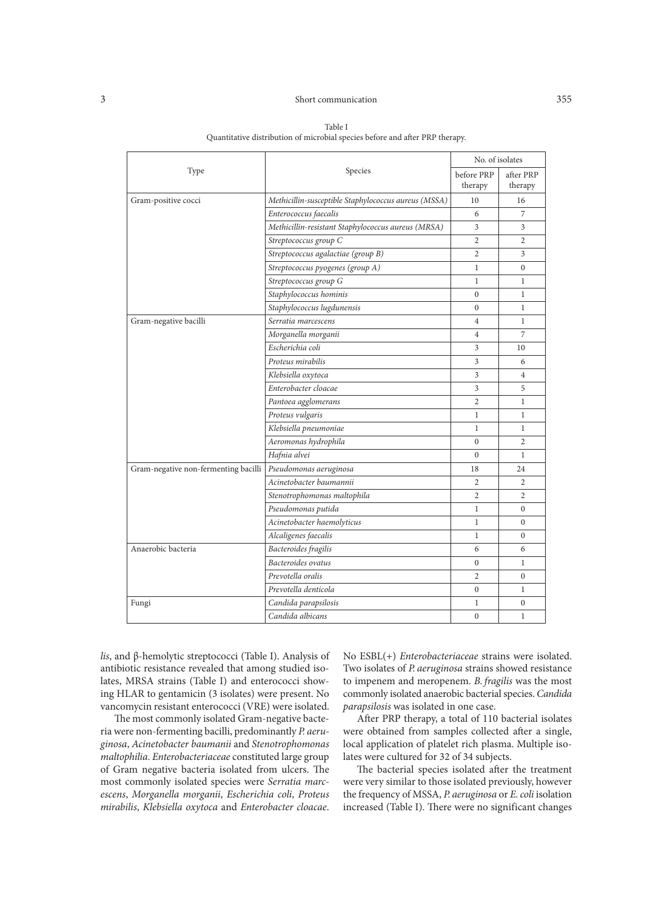Table I
Quantitative distribution of microbial species before and after PRP therapy.

| Type | Species | No. of isolates | |
|---|---|---|---|
| | | before PRP therapy | after PRP therapy |
| Gram-positive cocci | *Methicillin-susceptible Staphylococcus aureus (MSSA)* | 10 | 16 |
| | *Enterococcus faecalis* | 6 | 7 |
| | *Methicillin-resistant Staphylococcus aureus (MRSA)* | 3 | 3 |
| | *Streptococcus group C* | 2 | 2 |
| | *Streptococcus agalactiae (group B)* | 2 | 3 |
| | *Streptococcus pyogenes (group A)* | 1 | 0 |
| | *Streptococcus group G* | 1 | 1 |
| | *Staphylococcus hominis* | 0 | 1 |
| | *Staphylococcus lugdunensis* | 0 | 1 |
| Gram-negative bacilli | *Serratia marcescens* | 4 | 1 |
| | *Morganella morganii* | 4 | 7 |
| | *Escherichia coli* | 3 | 10 |
| | *Proteus mirabilis* | 3 | 6 |
| | *Klebsiella oxytoca* | 3 | 4 |
| | *Enterobacter cloacae* | 3 | 5 |
| | *Pantoea agglomerans* | 2 | 1 |
| | *Proteus vulgaris* | 1 | 1 |
| | *Klebsiella pneumoniae* | 1 | 1 |
| | *Aeromonas hydrophila* | 0 | 2 |
| | *Hafnia alvei* | 0 | 1 |
| Gram-negative non-fermenting bacilli | *Pseudomonas aeruginosa* | 18 | 24 |
| | *Acinetobacter baumannii* | 2 | 2 |
| | *Stenotrophomonas maltophila* | 2 | 2 |
| | *Pseudomonas putida* | 1 | 0 |
| | *Acinetobacter haemolyticus* | 1 | 0 |
| | *Alcaligenes faecalis* | 1 | 0 |
| Anaerobic bacteria | *Bacteroides fragilis* | 6 | 6 |
| | *Bacteroides ovatus* | 0 | 1 |
| | *Prevotella oralis* | 2 | 0 |
| | *Prevotella denticola* | 0 | 1 |
| Fungi | *Candida parapsilosis* | 1 | 0 |
| | *Candida albicans* | 0 | 1 |

*lis*, and β-hemolytic streptococci (Table I). Analysis of antibiotic resistance revealed that among studied isolates, MRSA strains (Table I) and enterococci showing HLAR to gentamicin (3 isolates) were present. No vancomycin resistant enterococci (VRE) were isolated.

The most commonly isolated Gram-negative bacteria were non-fermenting bacilli, predominantly *P. aeruginosa*, *Acinetobacter baumanii* and *Stenotrophomonas maltophilia*. *Enterobacteriaceae* constituted large group of Gram negative bacteria isolated from ulcers. The most commonly isolated species were *Serratia marcescens*, *Morganella morganii*, *Escherichia coli*, *Proteus mirabilis*, *Klebsiella oxytoca* and *Enterobacter cloacae*. No ESBL(+) *Enterobacteriaceae* strains were isolated. Two isolates of *P. aeruginosa* strains showed resistance to impenem and meropenem. *B. fragilis* was the most commonly isolated anaerobic bacterial species. *Candida parapsilosis* was isolated in one case.

After PRP therapy, a total of 110 bacterial isolates were obtained from samples collected after a single, local application of platelet rich plasma. Multiple isolates were cultured for 32 of 34 subjects.

The bacterial species isolated after the treatment were very similar to those isolated previously, however the frequency of MSSA, *P. aeruginosa* or *E. coli* isolation increased (Table I). There were no significant changes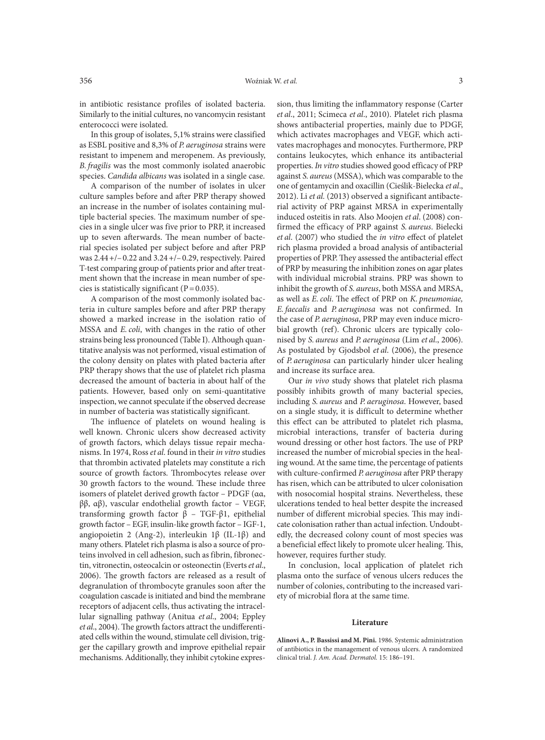in antibiotic resistance profiles of isolated bacteria. Similarly to the initial cultures, no vancomycin resistant enterococci were isolated.

In this group of isolates, 5,1% strains were classified as ESBL positive and 8,3% of *P. aeruginosa* strains were resistant to impenem and meropenem. As previously, *B. fragilis* was the most commonly isolated anaerobic species. *Candida albicans* was isolated in a single case.

A comparison of the number of isolates in ulcer culture samples before and after PRP therapy showed an increase in the number of isolates containing multiple bacterial species. The maximum number of species in a single ulcer was five prior to PRP, it increased up to seven afterwards. The mean number of bacterial species isolated per subject before and after PRP was 2.44 +/– 0.22 and 3.24 +/– 0.29, respectively. Paired T-test comparing group of patients prior and after treatment shown that the increase in mean number of species is statistically significant ($P = 0.035$).

A comparison of the most commonly isolated bacteria in culture samples before and after PRP therapy showed a marked increase in the isolation ratio of MSSA and *E. coli*, with changes in the ratio of other strains being less pronounced (Table I). Although quantitative analysis was not performed, visual estimation of the colony density on plates with plated bacteria after PRP therapy shows that the use of platelet rich plasma decreased the amount of bacteria in about half of the patients. However, based only on semi-quantitative inspection, we cannot speculate if the observed decrease in number of bacteria was statistically significant.

The influence of platelets on wound healing is well known. Chronic ulcers show decreased activity of growth factors, which delays tissue repair mechanisms. In 1974, Ross *et al.* found in their *in vitro* studies that thrombin activated platelets may constitute a rich source of growth factors. Thrombocytes release over 30 growth factors to the wound. These include three isomers of platelet derived growth factor – PDGF (αα, ββ, αβ), vascular endothelial growth factor – VEGF, transforming growth factor β – TGF-β1, epithelial growth factor – EGF, insulin-like growth factor – IGF-1, angiopoietin 2 (Ang-2), interleukin 1β (IL-1β) and many others. Platelet rich plasma is also a source of proteins involved in cell adhesion, such as fibrin, fibronectin, vitronectin, osteocalcin or osteonectin (Everts *et al.*, 2006). The growth factors are released as a result of degranulation of thrombocyte granules soon after the coagulation cascade is initiated and bind the membrane receptors of adjacent cells, thus activating the intracellular signalling pathway (Anitua *et al.*, 2004; Eppley *et al.*, 2004). The growth factors attract the undifferentiated cells within the wound, stimulate cell division, trigger the capillary growth and improve epithelial repair mechanisms. Additionally, they inhibit cytokine expression, thus limiting the inflammatory response (Carter *et al.*, 2011; Scimeca *et al.*, 2010). Platelet rich plasma shows antibacterial properties, mainly due to PDGF, which activates macrophages and VEGF, which activates macrophages and monocytes. Furthermore, PRP contains leukocytes, which enhance its antibacterial properties. *In vitro* studies showed good efficacy of PRP against *S. aureus* (MSSA), which was comparable to the one of gentamycin and oxacillin (Cieślik-Bielecka *et al.*, 2012). Li *et al.* (2013) observed a significant antibacterial activity of PRP against MRSA in experimentally induced osteitis in rats. Also Moojen *et al.* (2008) confirmed the efficacy of PRP against *S. aureus*. Bielecki *et al.* (2007) who studied the *in vitro* effect of platelet rich plasma provided a broad analysis of antibacterial properties of PRP. They assessed the antibacterial effect of PRP by measuring the inhibition zones on agar plates with individual microbial strains. PRP was shown to inhibit the growth of *S. aureus*, both MSSA and MRSA, as well as *E. coli*. The effect of PRP on *K. pneumoniae, E. faecalis* and *P. aeruginosa* was not confirmed. In the case of *P. aeruginosa*, PRP may even induce microbial growth (ref). Chronic ulcers are typically colonised by *S. aureus* and *P. aeruginosa* (Lim *et al.*, 2006). As postulated by Gjodsbol *et al.* (2006), the presence of *P. aeruginosa* can particularly hinder ulcer healing and increase its surface area.

Our *in vivo* study shows that platelet rich plasma possibly inhibits growth of many bacterial species, including *S. aureus* and *P. aeruginosa*. However, based on a single study, it is difficult to determine whether this effect can be attributed to platelet rich plasma, microbial interactions, transfer of bacteria during wound dressing or other host factors. The use of PRP increased the number of microbial species in the healing wound. At the same time, the percentage of patients with culture-confirmed *P. aeruginosa* after PRP therapy has risen, which can be attributed to ulcer colonisation with nosocomial hospital strains. Nevertheless, these ulcerations tended to heal better despite the increased number of different microbial species. This may indicate colonisation rather than actual infection. Undoubtedly, the decreased colony count of most species was a beneficial effect likely to promote ulcer healing. This, however, requires further study.

In conclusion, local application of platelet rich plasma onto the surface of venous ulcers reduces the number of colonies, contributing to the increased variety of microbial flora at the same time.

## Literature

**Alinovi A., P. Bassissi and M. Pini.** 1986. Systemic administration of antibiotics in the management of venous ulcers. A randomized clinical trial. *J. Am. Acad. Dermatol.* 15: 186–191.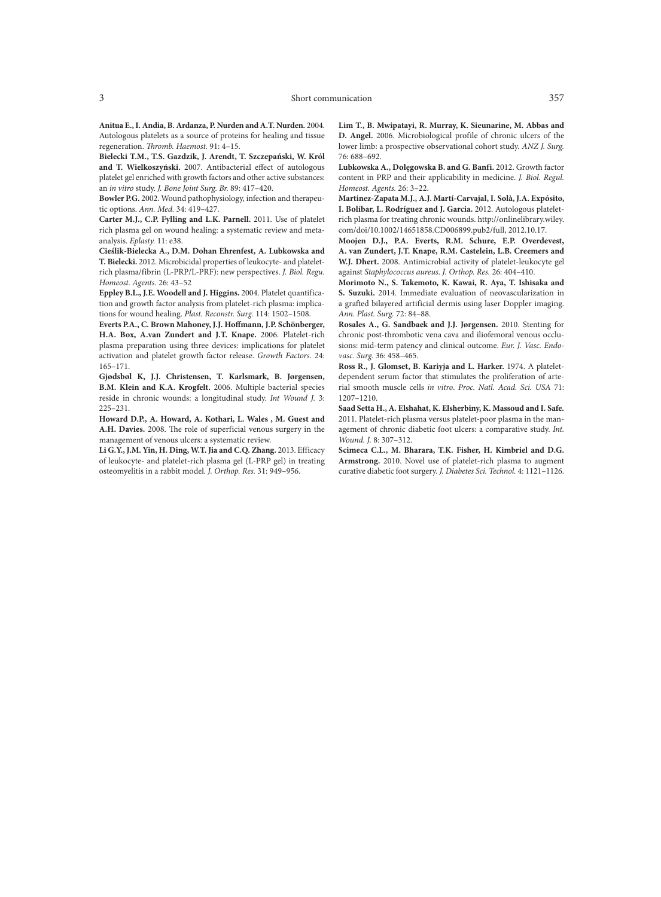**Anitua E., I. Andia, B. Ardanza, P. Nurden and A.T. Nurden.** 2004. Autologous platelets as a source of proteins for healing and tissue regeneration. *Thromb. Haemost.* 91: 4–15.

**Bielecki T.M., T.S. Gazdzik, J. Arendt, T. Szczepański, W. Król and T. Wielkoszyński.** 2007. Antibacterial effect of autologous platelet gel enriched with growth factors and other active substances: an *in vitro* study. *J. Bone Joint Surg. Br.* 89: 417–420.

**Bowler P.G.** 2002. Wound pathophysiology, infection and therapeutic options. *Ann. Med.* 34: 419–427.

**Carter M.J., C.P. Fylling and L.K. Parnell.** 2011. Use of platelet rich plasma gel on wound healing: a systematic review and meta-analysis. *Eplasty.* 11: e38.

**Cieślik-Bielecka A., D.M. Dohan Ehrenfest, A. Lubkowska and T. Bielecki.** 2012. Microbicidal properties of leukocyte- and platelet-rich plasma/fibrin (L-PRP/L-PRF): new perspectives. *J. Biol. Regu. Homeost. Agents.* 26: 43–52

**Eppley B.L., J.E. Woodell and J. Higgins.** 2004. Platelet quantification and growth factor analysis from platelet-rich plasma: implications for wound healing. *Plast. Reconstr. Surg.* 114: 1502–1508.

**Everts P.A., C. Brown Mahoney, J.J. Hoffmann, J.P. Schönberger, H.A. Box, A.van Zundert and J.T. Knape.** 2006. Platelet-rich plasma preparation using three devices: implications for platelet activation and platelet growth factor release. *Growth Factors.* 24: 165–171.

**Gjødsbøl K, J.J. Christensen, T. Karlsmark, B. Jørgensen, B.M. Klein and K.A. Krogfelt.** 2006. Multiple bacterial species reside in chronic wounds: a longitudinal study. *Int Wound J.* 3: 225–231.

**Howard D.P., A. Howard, A. Kothari, L. Wales , M. Guest and A.H. Davies.** 2008. The role of superficial venous surgery in the management of venous ulcers: a systematic review.

**Li G.Y., J.M. Yin, H. Ding, W.T. Jia and C.Q. Zhang.** 2013. Efficacy of leukocyte- and platelet-rich plasma gel (L-PRP gel) in treating osteomyelitis in a rabbit model. *J. Orthop. Res.* 31: 949–956.

**Lim T., B. Mwipatayi, R. Murray, K. Sieunarine, M. Abbas and D. Angel.** 2006. Microbiological profile of chronic ulcers of the lower limb: a prospective observational cohort study. *ANZ J. Surg.* 76: 688–692.

**Lubkowska A., Dołęgowska B. and G. Banfi.** 2012. Growth factor content in PRP and their applicability in medicine. *J. Biol. Regul. Homeost. Agents.* 26: 3–22.

**Martinez-Zapata M.J., A.J. Martí-Carvajal, I. Solà, J.A. Expósito, I. Bolíbar, L. Rodríguez and J. Garcia.** 2012. Autologous platelet-rich plasma for treating chronic wounds. http://onlinelibrary.wiley.com/doi/10.1002/14651858.CD006899.pub2/full, 2012.10.17.

**Moojen D.J., P.A. Everts, R.M. Schure, E.P. Overdevest, A. van Zundert, J.T. Knape, R.M. Castelein, L.B. Creemers and W.J. Dhert.** 2008. Antimicrobial activity of platelet-leukocyte gel against *Staphylococcus aureus*. *J. Orthop. Res.* 26: 404–410.

**Morimoto N., S. Takemoto, K. Kawai, R. Aya, T. Ishisaka and S. Suzuki.** 2014. Immediate evaluation of neovascularization in a grafted bilayered artificial dermis using laser Doppler imaging. *Ann. Plast. Surg.* 72: 84–88.

**Rosales A., G. Sandbaek and J.J. Jørgensen.** 2010. Stenting for chronic post-thrombotic vena cava and iliofemoral venous occlusions: mid-term patency and clinical outcome. *Eur. J. Vasc. Endovasc. Surg.* 36: 458–465.

**Ross R., J. Glomset, B. Kariyja and L. Harker.** 1974. A platelet-dependent serum factor that stimulates the proliferation of arterial smooth muscle cells *in vitro*. *Proc. Natl. Acad. Sci. USA* 71: 1207–1210.

**Saad Setta H., A. Elshahat, K. Elsherbiny, K. Massoud and I. Safe.** 2011. Platelet-rich plasma versus platelet-poor plasma in the management of chronic diabetic foot ulcers: a comparative study. *Int. Wound. J.* 8: 307–312.

**Scimeca C.L., M. Bharara, T.K. Fisher, H. Kimbriel and D.G. Armstrong.** 2010. Novel use of platelet-rich plasma to augment curative diabetic foot surgery. *J. Diabetes Sci. Technol.* 4: 1121–1126.